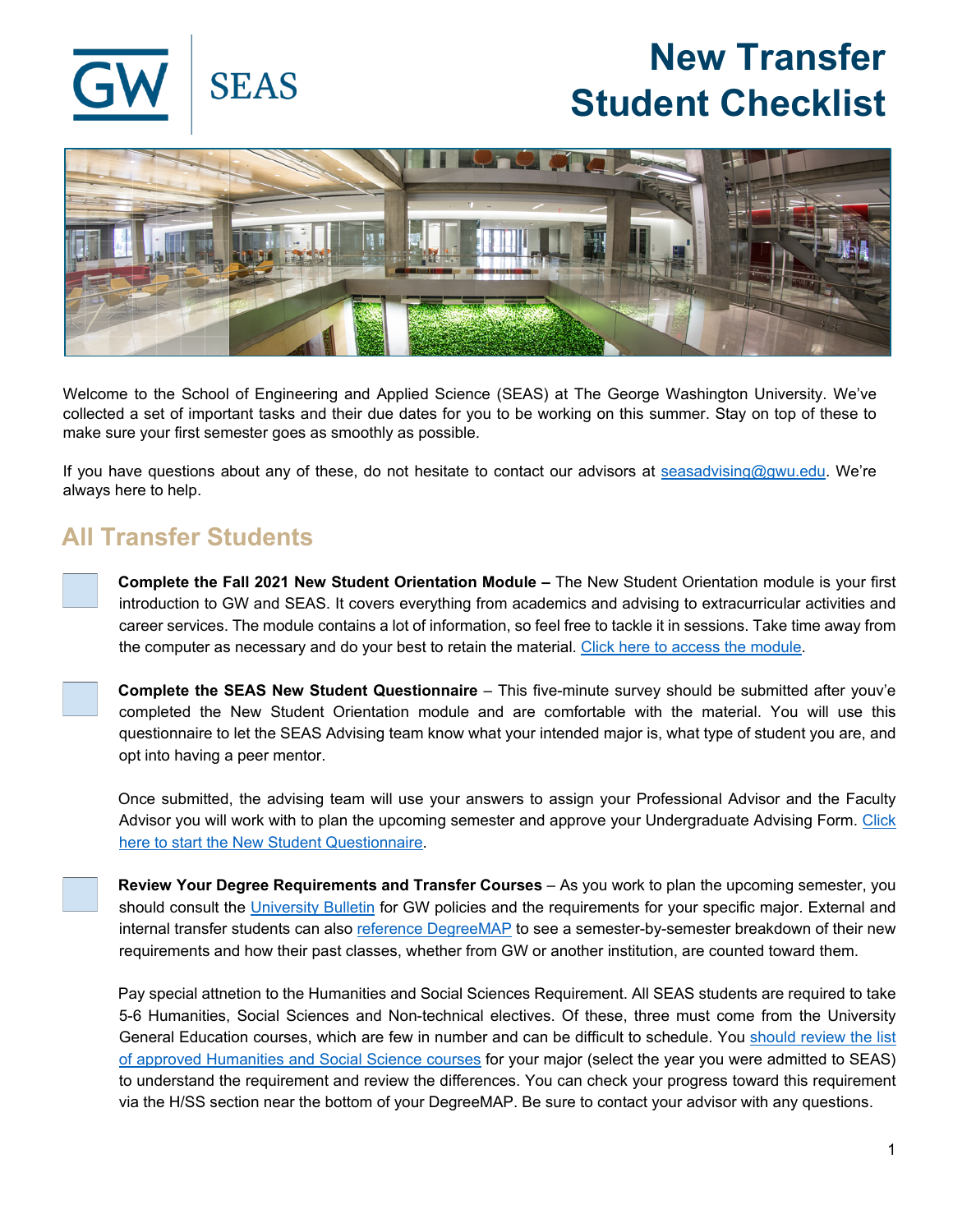# New Transfer Student Checklist

Welcome to the School of Engineering and Applied Science (SEAS) at The George Washington University. We've collected a set of important tasks and their due dates for you to be working on this summer. Stay on top of these to make sure your first semester goes as smoothly as possible.

If you have questions about any of these, do not hesitate to contact our advisors at seasadvising@gwu.edu. We're always here to help.

## All Transfer Students

- [ ] **Complete the Fall 2021 New Student Orientation Module –** The New Student Orientation module is your first introduction to GW and SEAS. It covers everything from academics and advising to extracurricular activities and career services. The module contains a lot of information, so feel free to tackle it in sessions. Take time away from the computer as necessary and do your best to retain the material. Click here to access the module.

- [ ] **Complete the SEAS New Student Questionnaire** – This five-minute survey should be submitted after youv'e completed the New Student Orientation module and are comfortable with the material. You will use this questionnaire to let the SEAS Advising team know what your intended major is, what type of student you are, and opt into having a peer mentor.

  Once submitted, the advising team will use your answers to assign your Professional Advisor and the Faculty Advisor you will work with to plan the upcoming semester and approve your Undergraduate Advising Form. Click here to start the New Student Questionnaire.

- [ ] **Review Your Degree Requirements and Transfer Courses** – As you work to plan the upcoming semester, you should consult the University Bulletin for GW policies and the requirements for your specific major. External and internal transfer students can also reference DegreeMAP to see a semester-by-semester breakdown of their new requirements and how their past classes, whether from GW or another institution, are counted toward them.

  Pay special attnetion to the Humanities and Social Sciences Requirement. All SEAS students are required to take 5-6 Humanities, Social Sciences and Non-technical electives. Of these, three must come from the University General Education courses, which are few in number and can be difficult to schedule. You should review the list of approved Humanities and Social Science courses for your major (select the year you were admitted to SEAS) to understand the requirement and review the differences. You can check your progress toward this requirement via the H/SS section near the bottom of your DegreeMAP. Be sure to contact your advisor with any questions.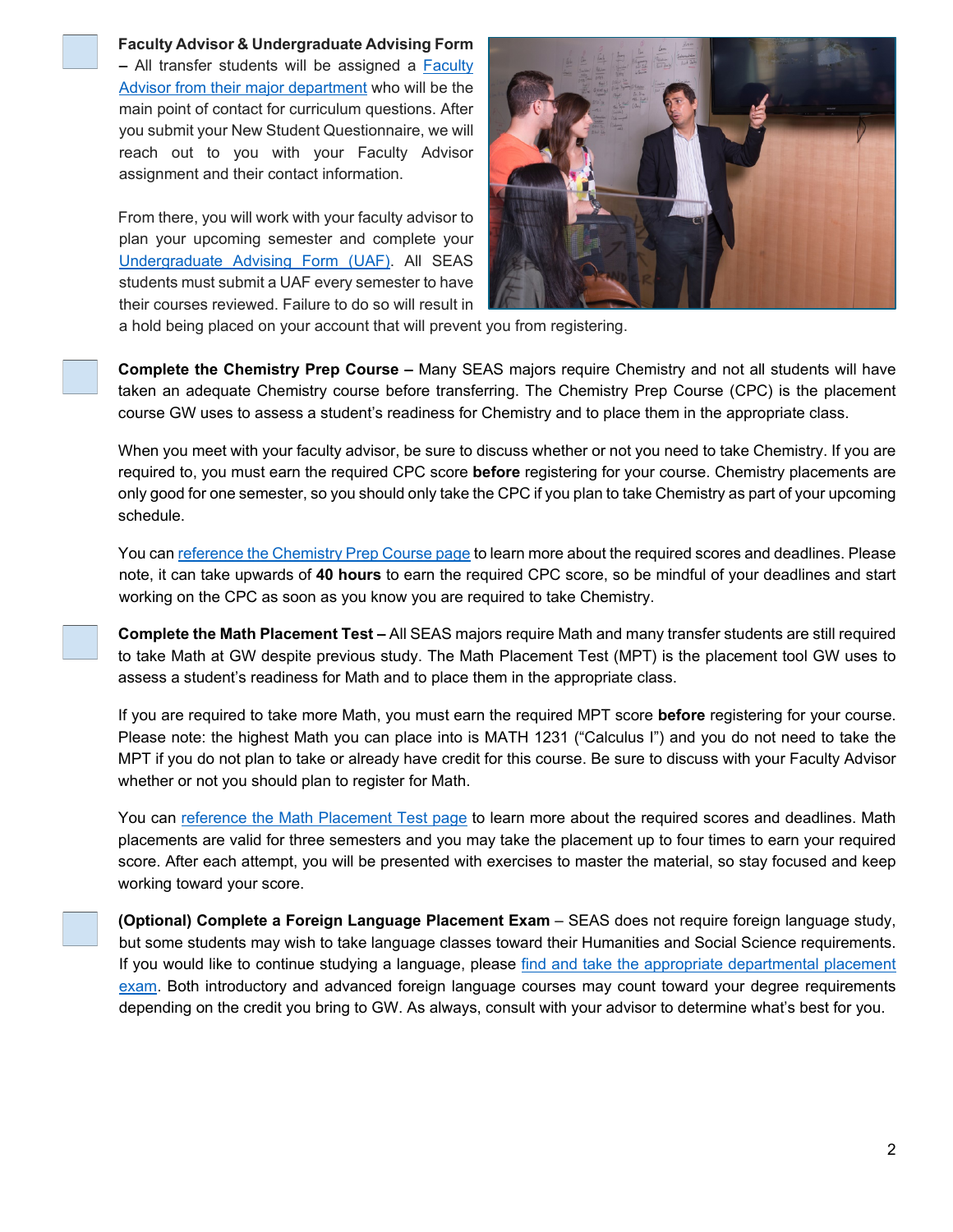**Faculty Advisor & Undergraduate Advising Form** – All transfer students will be assigned a Faculty Advisor from their major department who will be the main point of contact for curriculum questions. After you submit your New Student Questionnaire, we will reach out to you with your Faculty Advisor assignment and their contact information.

From there, you will work with your faculty advisor to plan your upcoming semester and complete your Undergraduate Advising Form (UAF). All SEAS students must submit a UAF every semester to have their courses reviewed. Failure to do so will result in a hold being placed on your account that will prevent you from registering.

**Complete the Chemistry Prep Course –** Many SEAS majors require Chemistry and not all students will have taken an adequate Chemistry course before transferring. The Chemistry Prep Course (CPC) is the placement course GW uses to assess a student's readiness for Chemistry and to place them in the appropriate class.

When you meet with your faculty advisor, be sure to discuss whether or not you need to take Chemistry. If you are required to, you must earn the required CPC score **before** registering for your course. Chemistry placements are only good for one semester, so you should only take the CPC if you plan to take Chemistry as part of your upcoming schedule.

You can reference the Chemistry Prep Course page to learn more about the required scores and deadlines. Please note, it can take upwards of **40 hours** to earn the required CPC score, so be mindful of your deadlines and start working on the CPC as soon as you know you are required to take Chemistry.

**Complete the Math Placement Test –** All SEAS majors require Math and many transfer students are still required to take Math at GW despite previous study. The Math Placement Test (MPT) is the placement tool GW uses to assess a student's readiness for Math and to place them in the appropriate class.

If you are required to take more Math, you must earn the required MPT score **before** registering for your course. Please note: the highest Math you can place into is MATH 1231 ("Calculus I") and you do not need to take the MPT if you do not plan to take or already have credit for this course. Be sure to discuss with your Faculty Advisor whether or not you should plan to register for Math.

You can reference the Math Placement Test page to learn more about the required scores and deadlines. Math placements are valid for three semesters and you may take the placement up to four times to earn your required score. After each attempt, you will be presented with exercises to master the material, so stay focused and keep working toward your score.

**(Optional) Complete a Foreign Language Placement Exam** – SEAS does not require foreign language study, but some students may wish to take language classes toward their Humanities and Social Science requirements. If you would like to continue studying a language, please find and take the appropriate departmental placement exam. Both introductory and advanced foreign language courses may count toward your degree requirements depending on the credit you bring to GW. As always, consult with your advisor to determine what's best for you.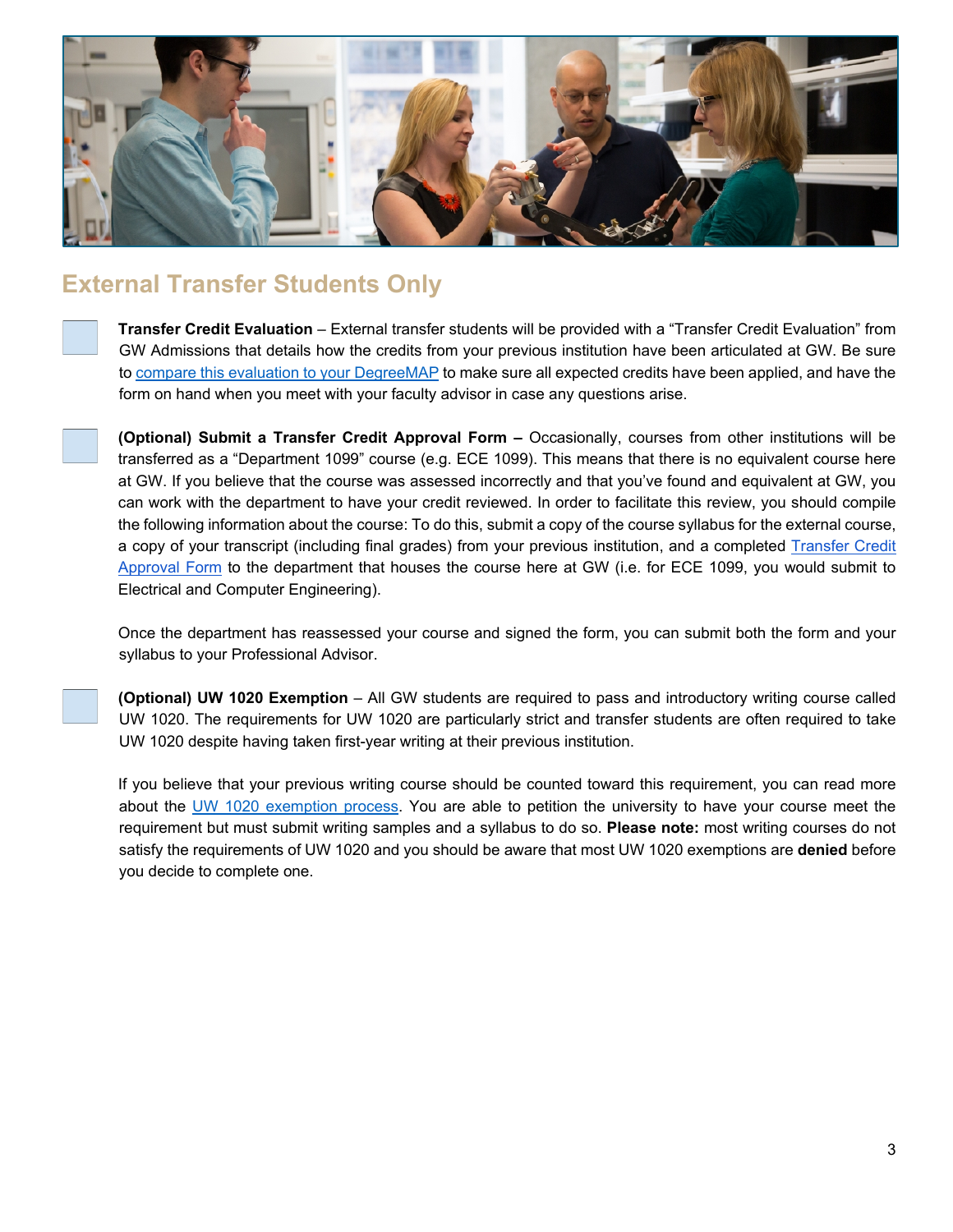## External Transfer Students Only

- **Transfer Credit Evaluation** – External transfer students will be provided with a “Transfer Credit Evaluation” from GW Admissions that details how the credits from your previous institution have been articulated at GW. Be sure to compare this evaluation to your DegreeMAP to make sure all expected credits have been applied, and have the form on hand when you meet with your faculty advisor in case any questions arise.

- **(Optional) Submit a Transfer Credit Approval Form –** Occasionally, courses from other institutions will be transferred as a “Department 1099” course (e.g. ECE 1099). This means that there is no equivalent course here at GW. If you believe that the course was assessed incorrectly and that you’ve found and equivalent at GW, you can work with the department to have your credit reviewed. In order to facilitate this review, you should compile the following information about the course: To do this, submit a copy of the course syllabus for the external course, a copy of your transcript (including final grades) from your previous institution, and a completed Transfer Credit Approval Form to the department that houses the course here at GW (i.e. for ECE 1099, you would submit to Electrical and Computer Engineering).

  Once the department has reassessed your course and signed the form, you can submit both the form and your syllabus to your Professional Advisor.

- **(Optional) UW 1020 Exemption** – All GW students are required to pass and introductory writing course called UW 1020. The requirements for UW 1020 are particularly strict and transfer students are often required to take UW 1020 despite having taken first-year writing at their previous institution.

  If you believe that your previous writing course should be counted toward this requirement, you can read more about the UW 1020 exemption process. You are able to petition the university to have your course meet the requirement but must submit writing samples and a syllabus to do so. **Please note:** most writing courses do not satisfy the requirements of UW 1020 and you should be aware that most UW 1020 exemptions are **denied** before you decide to complete one.